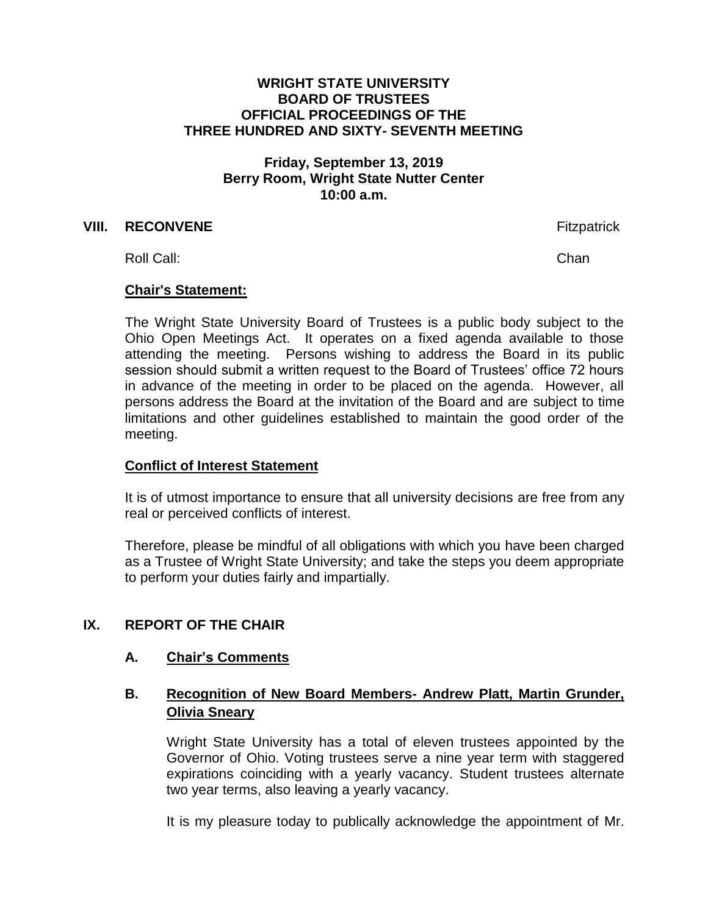**WRIGHT STATE UNIVERSITY**
**BOARD OF TRUSTEES**
**OFFICIAL PROCEEDINGS OF THE**
**THREE HUNDRED AND SIXTY- SEVENTH MEETING**

**Friday, September 13, 2019**
**Berry Room, Wright State Nutter Center**
**10:00 a.m.**

## VIII. RECONVENE — Fitzpatrick

Roll Call: — Chan

**Chair's Statement:**

The Wright State University Board of Trustees is a public body subject to the Ohio Open Meetings Act. It operates on a fixed agenda available to those attending the meeting. Persons wishing to address the Board in its public session should submit a written request to the Board of Trustees' office 72 hours in advance of the meeting in order to be placed on the agenda. However, all persons address the Board at the invitation of the Board and are subject to time limitations and other guidelines established to maintain the good order of the meeting.

**Conflict of Interest Statement**

It is of utmost importance to ensure that all university decisions are free from any real or perceived conflicts of interest.

Therefore, please be mindful of all obligations with which you have been charged as a Trustee of Wright State University; and take the steps you deem appropriate to perform your duties fairly and impartially.

## IX. REPORT OF THE CHAIR

### A. Chair's Comments

### B. Recognition of New Board Members- Andrew Platt, Martin Grunder, Olivia Sneary

Wright State University has a total of eleven trustees appointed by the Governor of Ohio. Voting trustees serve a nine year term with staggered expirations coinciding with a yearly vacancy. Student trustees alternate two year terms, also leaving a yearly vacancy.

It is my pleasure today to publically acknowledge the appointment of Mr.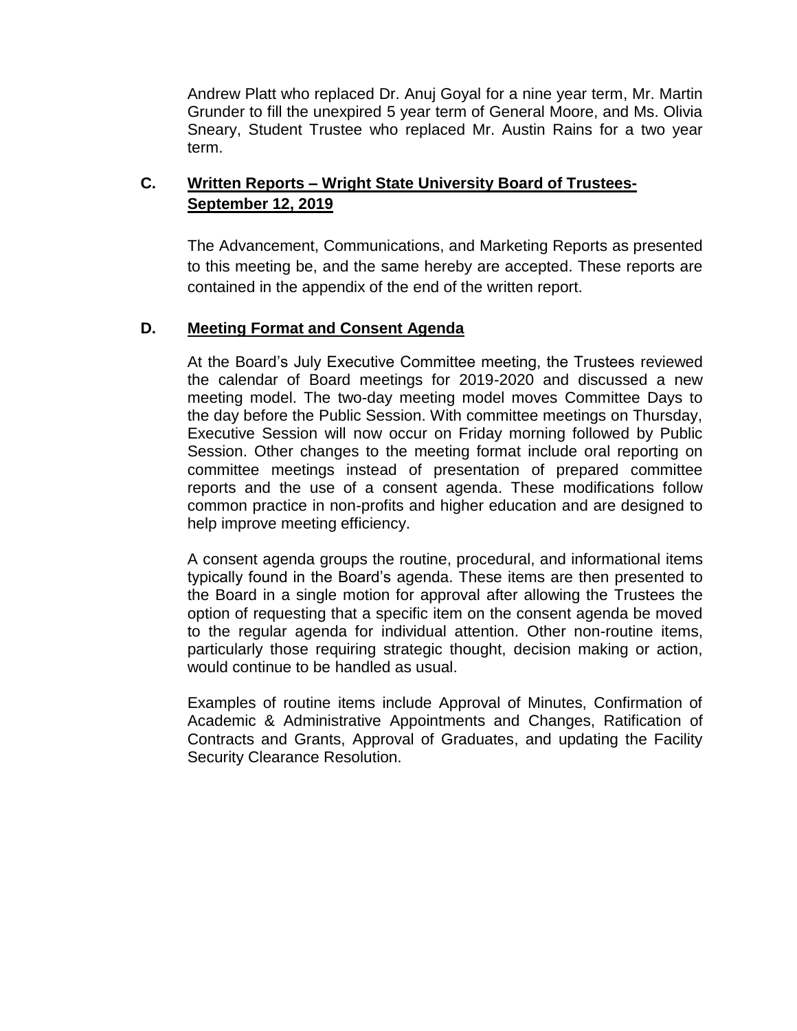Andrew Platt who replaced Dr. Anuj Goyal for a nine year term, Mr. Martin Grunder to fill the unexpired 5 year term of General Moore, and Ms. Olivia Sneary, Student Trustee who replaced Mr. Austin Rains for a two year term.

### C. Written Reports – Wright State University Board of Trustees- September 12, 2019

The Advancement, Communications, and Marketing Reports as presented to this meeting be, and the same hereby are accepted. These reports are contained in the appendix of the end of the written report.

### D. Meeting Format and Consent Agenda

At the Board's July Executive Committee meeting, the Trustees reviewed the calendar of Board meetings for 2019-2020 and discussed a new meeting model. The two-day meeting model moves Committee Days to the day before the Public Session. With committee meetings on Thursday, Executive Session will now occur on Friday morning followed by Public Session. Other changes to the meeting format include oral reporting on committee meetings instead of presentation of prepared committee reports and the use of a consent agenda. These modifications follow common practice in non-profits and higher education and are designed to help improve meeting efficiency.

A consent agenda groups the routine, procedural, and informational items typically found in the Board's agenda. These items are then presented to the Board in a single motion for approval after allowing the Trustees the option of requesting that a specific item on the consent agenda be moved to the regular agenda for individual attention. Other non-routine items, particularly those requiring strategic thought, decision making or action, would continue to be handled as usual.

Examples of routine items include Approval of Minutes, Confirmation of Academic & Administrative Appointments and Changes, Ratification of Contracts and Grants, Approval of Graduates, and updating the Facility Security Clearance Resolution.